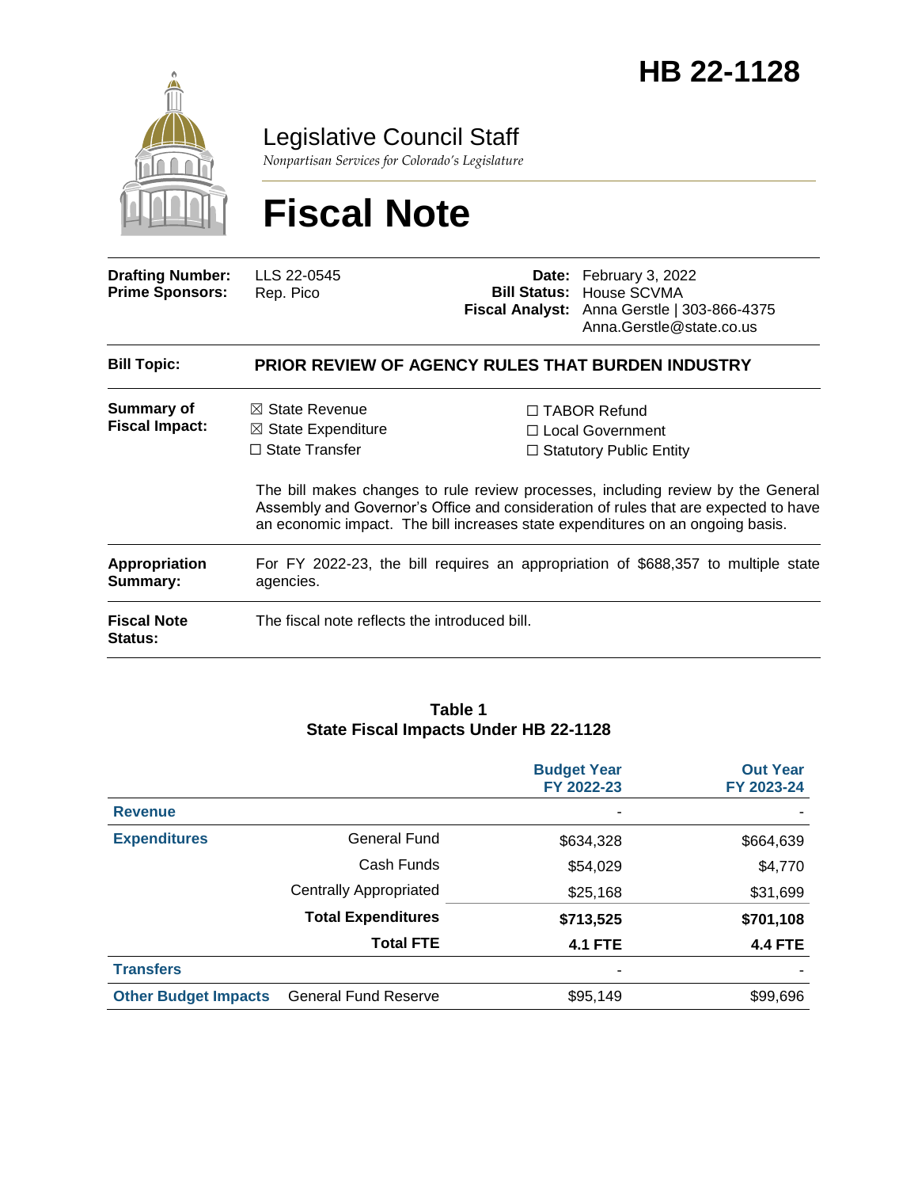# HB 22-1128

## Legislative Council Staff

*Nonpartisan Services for Colorado's Legislature*

# Fiscal Note

| | | | |
|---|---|---|---|
| **Drafting Number:** | LLS 22-0545 | **Date:** | February 3, 2022 |
| **Prime Sponsors:** | Rep. Pico | **Bill Status:** | House SCVMA |
| | | **Fiscal Analyst:** | Anna Gerstle \| 303-866-4375<br>Anna.Gerstle@state.co.us |

| | |
|---|---|
| **Bill Topic:** | **PRIOR REVIEW OF AGENCY RULES THAT BURDEN INDUSTRY** |
| **Summary of Fiscal Impact:** | ☒ State Revenue ☐ TABOR Refund<br>☒ State Expenditure ☐ Local Government<br>☐ State Transfer ☐ Statutory Public Entity<br><br>The bill makes changes to rule review processes, including review by the General Assembly and Governor's Office and consideration of rules that are expected to have an economic impact. The bill increases state expenditures on an ongoing basis. |
| **Appropriation Summary:** | For FY 2022-23, the bill requires an appropriation of $688,357 to multiple state agencies. |
| **Fiscal Note Status:** | The fiscal note reflects the introduced bill. |

**Table 1**
**State Fiscal Impacts Under HB 22-1128**

| | | Budget Year FY 2022-23 | Out Year FY 2023-24 |
|---|---|---|---|
| **Revenue** | | - | - |
| **Expenditures** | General Fund | $634,328 | $664,639 |
| | Cash Funds | $54,029 | $4,770 |
| | Centrally Appropriated | $25,168 | $31,699 |
| | **Total Expenditures** | **$713,525** | **$701,108** |
| | **Total FTE** | **4.1 FTE** | **4.4 FTE** |
| **Transfers** | | - | - |
| **Other Budget Impacts** | General Fund Reserve | $95,149 | $99,696 |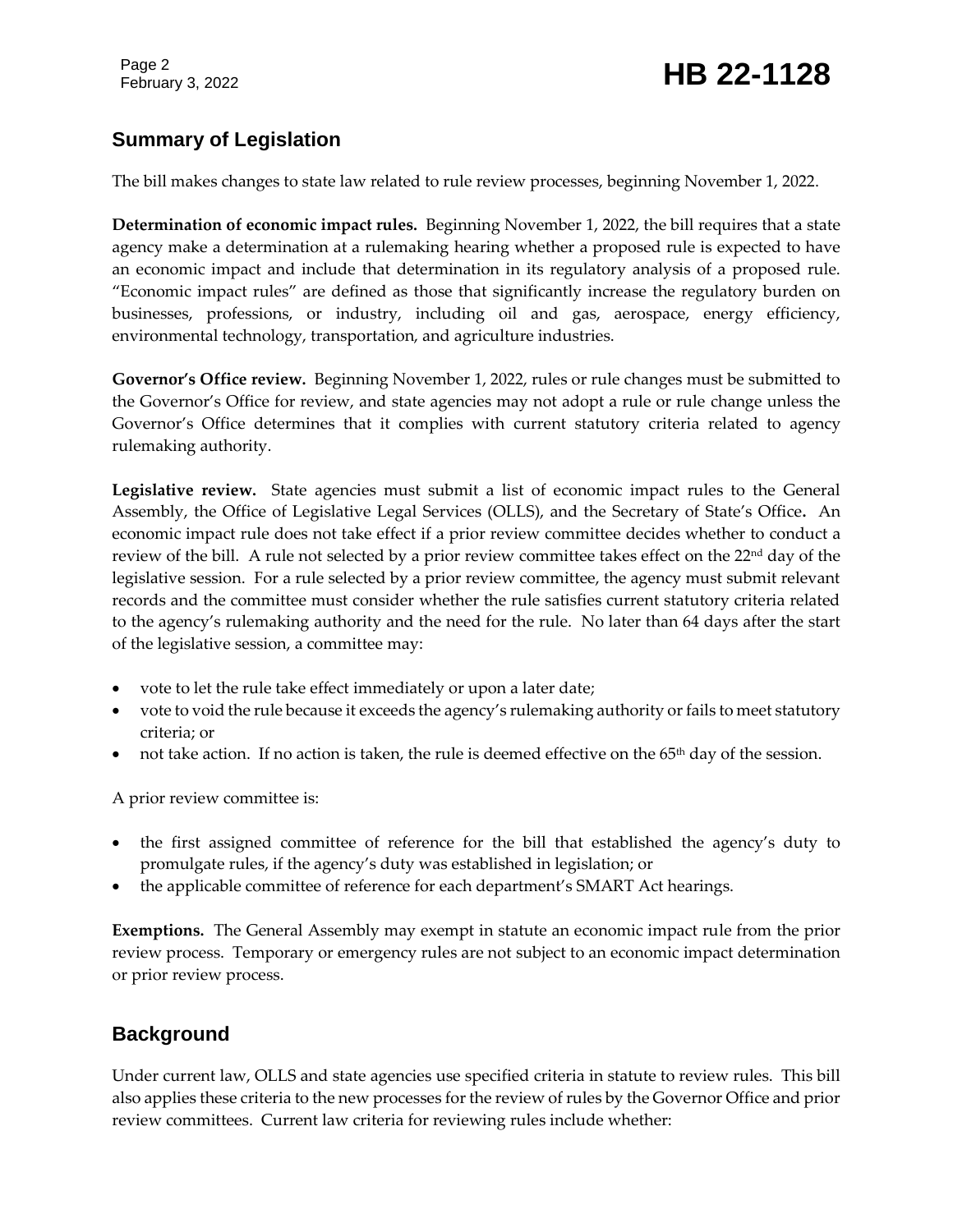## Summary of Legislation

The bill makes changes to state law related to rule review processes, beginning November 1, 2022.

**Determination of economic impact rules.** Beginning November 1, 2022, the bill requires that a state agency make a determination at a rulemaking hearing whether a proposed rule is expected to have an economic impact and include that determination in its regulatory analysis of a proposed rule. "Economic impact rules" are defined as those that significantly increase the regulatory burden on businesses, professions, or industry, including oil and gas, aerospace, energy efficiency, environmental technology, transportation, and agriculture industries.

**Governor's Office review.** Beginning November 1, 2022, rules or rule changes must be submitted to the Governor's Office for review, and state agencies may not adopt a rule or rule change unless the Governor's Office determines that it complies with current statutory criteria related to agency rulemaking authority.

**Legislative review.** State agencies must submit a list of economic impact rules to the General Assembly, the Office of Legislative Legal Services (OLLS), and the Secretary of State's Office**.** An economic impact rule does not take effect if a prior review committee decides whether to conduct a review of the bill. A rule not selected by a prior review committee takes effect on the 22nd day of the legislative session. For a rule selected by a prior review committee, the agency must submit relevant records and the committee must consider whether the rule satisfies current statutory criteria related to the agency's rulemaking authority and the need for the rule. No later than 64 days after the start of the legislative session, a committee may:

- vote to let the rule take effect immediately or upon a later date;
- vote to void the rule because it exceeds the agency's rulemaking authority or fails to meet statutory criteria; or
- not take action. If no action is taken, the rule is deemed effective on the 65th day of the session.

A prior review committee is:

- the first assigned committee of reference for the bill that established the agency's duty to promulgate rules, if the agency's duty was established in legislation; or
- the applicable committee of reference for each department's SMART Act hearings.

**Exemptions.** The General Assembly may exempt in statute an economic impact rule from the prior review process. Temporary or emergency rules are not subject to an economic impact determination or prior review process.

## Background

Under current law, OLLS and state agencies use specified criteria in statute to review rules. This bill also applies these criteria to the new processes for the review of rules by the Governor Office and prior review committees. Current law criteria for reviewing rules include whether: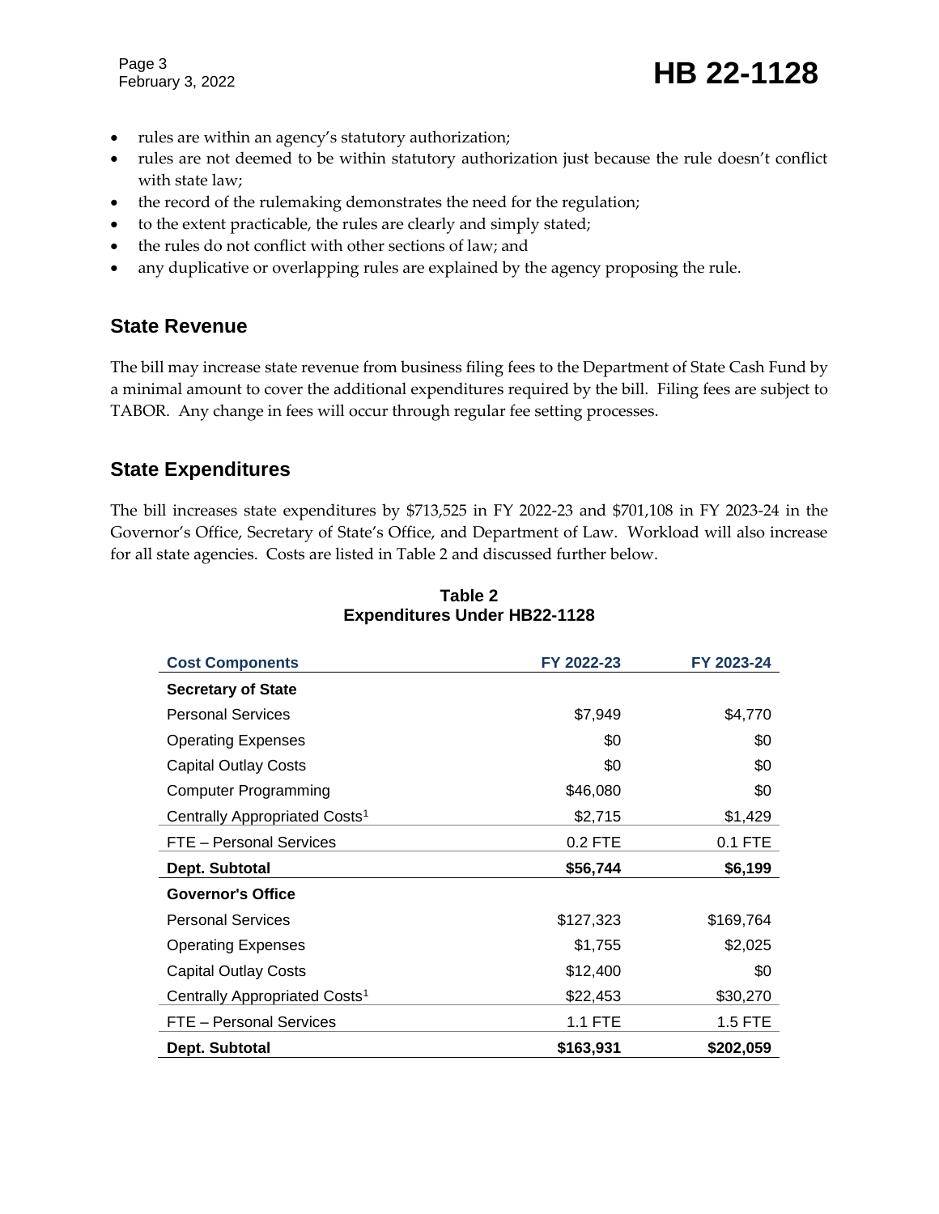- rules are within an agency's statutory authorization;
- rules are not deemed to be within statutory authorization just because the rule doesn't conflict with state law;
- the record of the rulemaking demonstrates the need for the regulation;
- to the extent practicable, the rules are clearly and simply stated;
- the rules do not conflict with other sections of law; and
- any duplicative or overlapping rules are explained by the agency proposing the rule.

## State Revenue

The bill may increase state revenue from business filing fees to the Department of State Cash Fund by a minimal amount to cover the additional expenditures required by the bill. Filing fees are subject to TABOR. Any change in fees will occur through regular fee setting processes.

## State Expenditures

The bill increases state expenditures by $713,525 in FY 2022-23 and $701,108 in FY 2023-24 in the Governor's Office, Secretary of State's Office, and Department of Law. Workload will also increase for all state agencies. Costs are listed in Table 2 and discussed further below.

**Table 2**
**Expenditures Under HB22-1128**

| Cost Components | FY 2022-23 | FY 2023-24 |
|---|---|---|
| **Secretary of State** | | |
| Personal Services | $7,949 | $4,770 |
| Operating Expenses | $0 | $0 |
| Capital Outlay Costs | $0 | $0 |
| Computer Programming | $46,080 | $0 |
| Centrally Appropriated Costs[1] | $2,715 | $1,429 |
| FTE – Personal Services | 0.2 FTE | 0.1 FTE |
| **Dept. Subtotal** | **$56,744** | **$6,199** |
| **Governor's Office** | | |
| Personal Services | $127,323 | $169,764 |
| Operating Expenses | $1,755 | $2,025 |
| Capital Outlay Costs | $12,400 | $0 |
| Centrally Appropriated Costs[1] | $22,453 | $30,270 |
| FTE – Personal Services | 1.1 FTE | 1.5 FTE |
| **Dept. Subtotal** | **$163,931** | **$202,059** |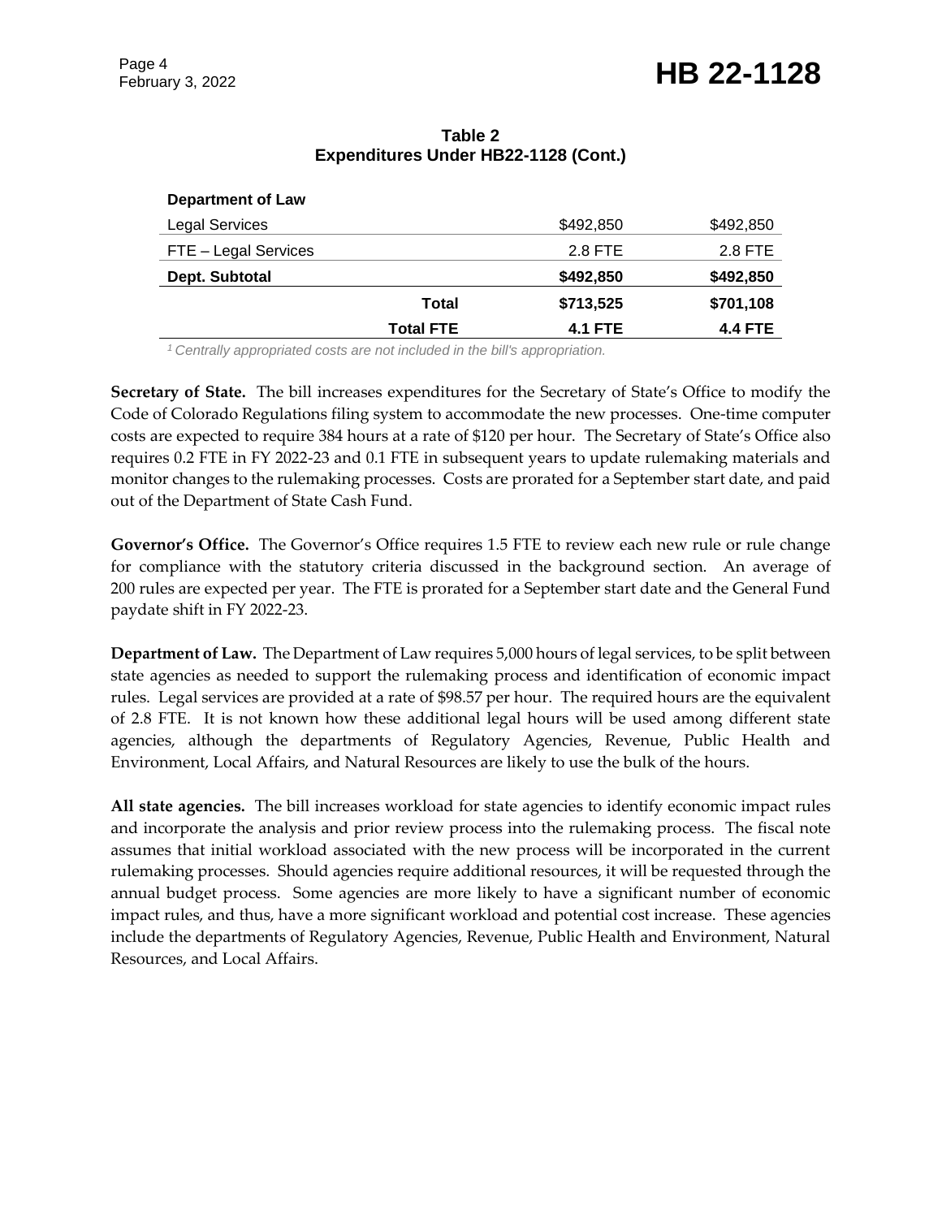**Table 2**
**Expenditures Under HB22-1128 (Cont.)**

| | | | |
|---|---|---|---|
| **Department of Law** | | | |
| Legal Services | | $492,850 | $492,850 |
| FTE – Legal Services | | 2.8 FTE | 2.8 FTE |
| **Dept. Subtotal** | | **$492,850** | **$492,850** |
| | **Total** | **$713,525** | **$701,108** |
| | **Total FTE** | **4.1 FTE** | **4.4 FTE** |

*[1] Centrally appropriated costs are not included in the bill's appropriation.*

**Secretary of State.** The bill increases expenditures for the Secretary of State's Office to modify the Code of Colorado Regulations filing system to accommodate the new processes. One-time computer costs are expected to require 384 hours at a rate of $120 per hour. The Secretary of State's Office also requires 0.2 FTE in FY 2022-23 and 0.1 FTE in subsequent years to update rulemaking materials and monitor changes to the rulemaking processes. Costs are prorated for a September start date, and paid out of the Department of State Cash Fund.

**Governor's Office.** The Governor's Office requires 1.5 FTE to review each new rule or rule change for compliance with the statutory criteria discussed in the background section. An average of 200 rules are expected per year. The FTE is prorated for a September start date and the General Fund paydate shift in FY 2022-23.

**Department of Law.** The Department of Law requires 5,000 hours of legal services, to be split between state agencies as needed to support the rulemaking process and identification of economic impact rules. Legal services are provided at a rate of $98.57 per hour. The required hours are the equivalent of 2.8 FTE. It is not known how these additional legal hours will be used among different state agencies, although the departments of Regulatory Agencies, Revenue, Public Health and Environment, Local Affairs, and Natural Resources are likely to use the bulk of the hours.

**All state agencies.** The bill increases workload for state agencies to identify economic impact rules and incorporate the analysis and prior review process into the rulemaking process. The fiscal note assumes that initial workload associated with the new process will be incorporated in the current rulemaking processes. Should agencies require additional resources, it will be requested through the annual budget process. Some agencies are more likely to have a significant number of economic impact rules, and thus, have a more significant workload and potential cost increase. These agencies include the departments of Regulatory Agencies, Revenue, Public Health and Environment, Natural Resources, and Local Affairs.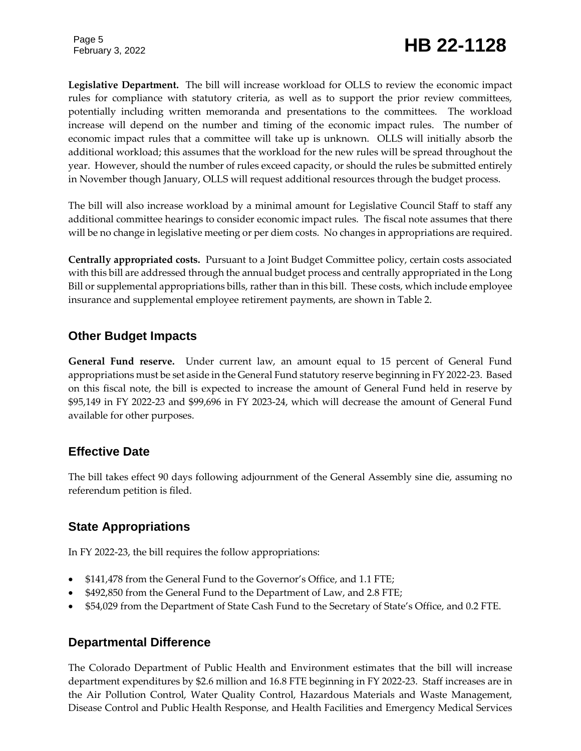**Legislative Department.** The bill will increase workload for OLLS to review the economic impact rules for compliance with statutory criteria, as well as to support the prior review committees, potentially including written memoranda and presentations to the committees. The workload increase will depend on the number and timing of the economic impact rules. The number of economic impact rules that a committee will take up is unknown. OLLS will initially absorb the additional workload; this assumes that the workload for the new rules will be spread throughout the year. However, should the number of rules exceed capacity, or should the rules be submitted entirely in November though January, OLLS will request additional resources through the budget process.

The bill will also increase workload by a minimal amount for Legislative Council Staff to staff any additional committee hearings to consider economic impact rules. The fiscal note assumes that there will be no change in legislative meeting or per diem costs. No changes in appropriations are required.

**Centrally appropriated costs.** Pursuant to a Joint Budget Committee policy, certain costs associated with this bill are addressed through the annual budget process and centrally appropriated in the Long Bill or supplemental appropriations bills, rather than in this bill. These costs, which include employee insurance and supplemental employee retirement payments, are shown in Table 2.

## Other Budget Impacts

**General Fund reserve.** Under current law, an amount equal to 15 percent of General Fund appropriations must be set aside in the General Fund statutory reserve beginning in FY 2022-23. Based on this fiscal note, the bill is expected to increase the amount of General Fund held in reserve by $95,149 in FY 2022-23 and $99,696 in FY 2023-24, which will decrease the amount of General Fund available for other purposes.

## Effective Date

The bill takes effect 90 days following adjournment of the General Assembly sine die, assuming no referendum petition is filed.

## State Appropriations

In FY 2022-23, the bill requires the follow appropriations:

- $141,478 from the General Fund to the Governor's Office, and 1.1 FTE;
- $492,850 from the General Fund to the Department of Law, and 2.8 FTE;
- $54,029 from the Department of State Cash Fund to the Secretary of State's Office, and 0.2 FTE.

## Departmental Difference

The Colorado Department of Public Health and Environment estimates that the bill will increase department expenditures by $2.6 million and 16.8 FTE beginning in FY 2022-23. Staff increases are in the Air Pollution Control, Water Quality Control, Hazardous Materials and Waste Management, Disease Control and Public Health Response, and Health Facilities and Emergency Medical Services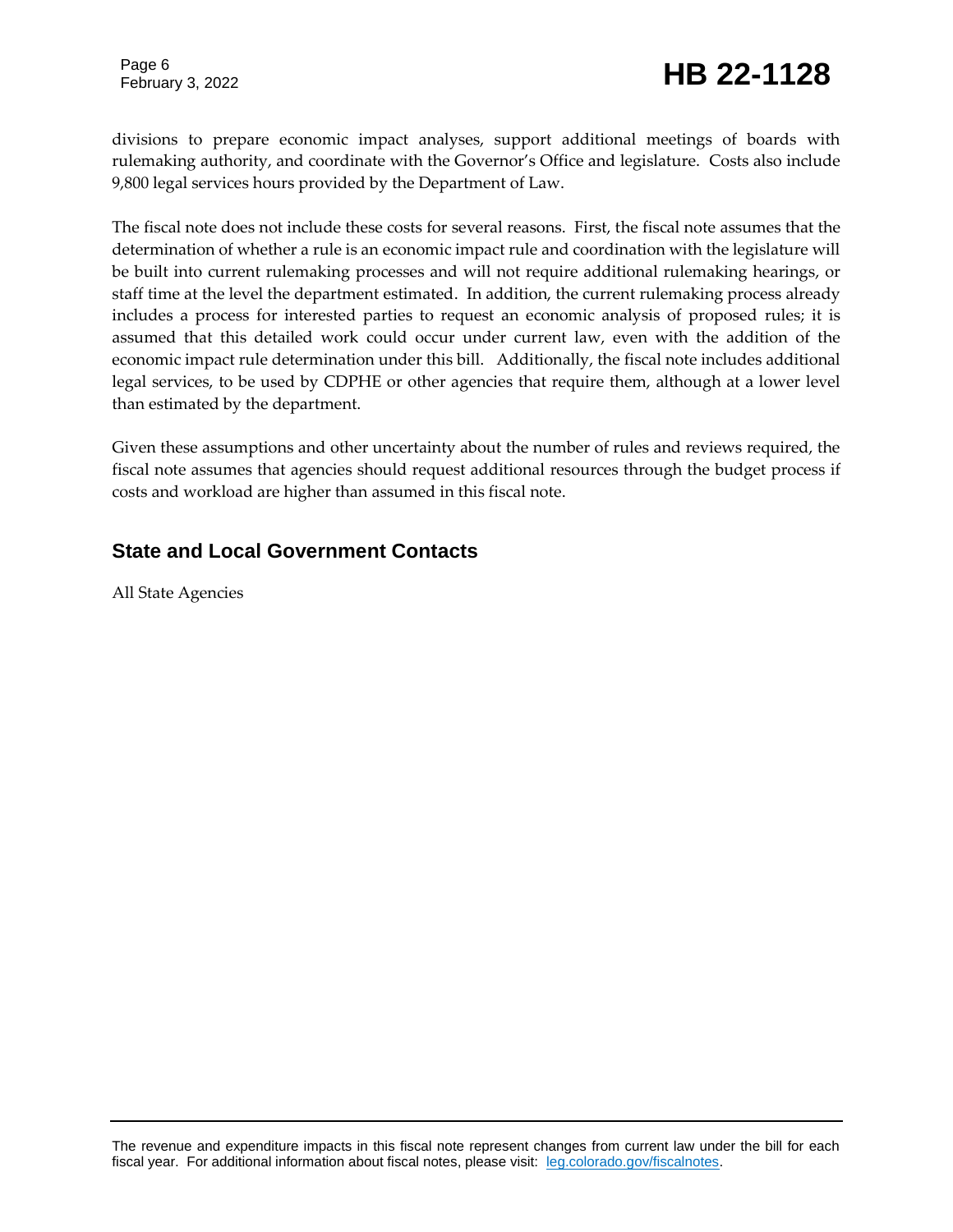divisions to prepare economic impact analyses, support additional meetings of boards with rulemaking authority, and coordinate with the Governor's Office and legislature. Costs also include 9,800 legal services hours provided by the Department of Law.

The fiscal note does not include these costs for several reasons. First, the fiscal note assumes that the determination of whether a rule is an economic impact rule and coordination with the legislature will be built into current rulemaking processes and will not require additional rulemaking hearings, or staff time at the level the department estimated. In addition, the current rulemaking process already includes a process for interested parties to request an economic analysis of proposed rules; it is assumed that this detailed work could occur under current law, even with the addition of the economic impact rule determination under this bill. Additionally, the fiscal note includes additional legal services, to be used by CDPHE or other agencies that require them, although at a lower level than estimated by the department.

Given these assumptions and other uncertainty about the number of rules and reviews required, the fiscal note assumes that agencies should request additional resources through the budget process if costs and workload are higher than assumed in this fiscal note.

## State and Local Government Contacts

All State Agencies

The revenue and expenditure impacts in this fiscal note represent changes from current law under the bill for each fiscal year. For additional information about fiscal notes, please visit: leg.colorado.gov/fiscalnotes.